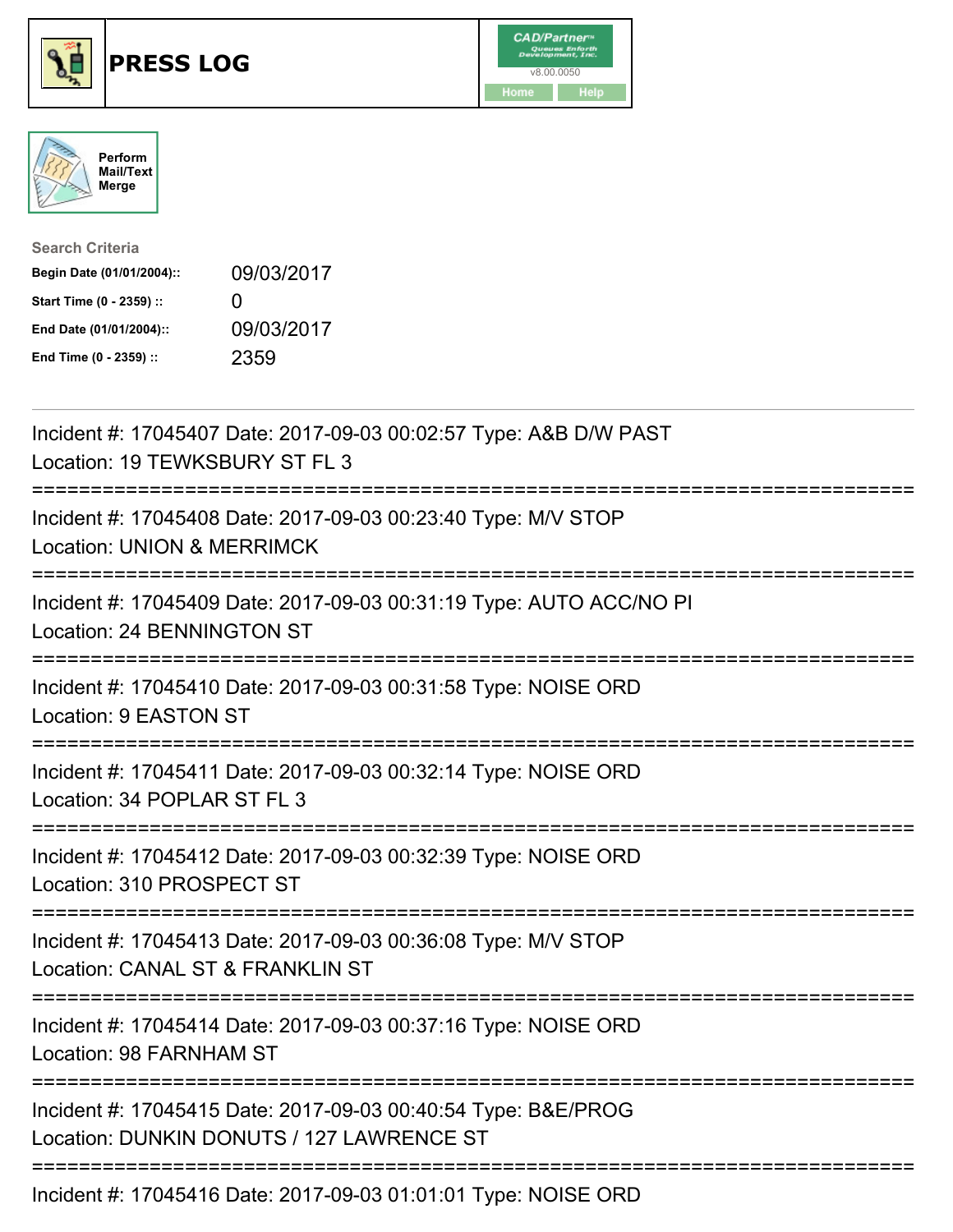# PRESS LOG

Perform Mail/Text Merge

**Search Criteria**

| | |
|---|---|
| **Begin Date (01/01/2004)::** | 09/03/2017 |
| **Start Time (0 - 2359) ::** | 0 |
| **End Date (01/01/2004)::** | 09/03/2017 |
| **End Time (0 - 2359) ::** | 2359 |

---

Incident #: 17045407 Date: 2017-09-03 00:02:57 Type: A&B D/W PAST
Location: 19 TEWKSBURY ST FL 3

===========================================================================

Incident #: 17045408 Date: 2017-09-03 00:23:40 Type: M/V STOP
Location: UNION & MERRIMCK

===========================================================================

Incident #: 17045409 Date: 2017-09-03 00:31:19 Type: AUTO ACC/NO PI
Location: 24 BENNINGTON ST

===========================================================================

Incident #: 17045410 Date: 2017-09-03 00:31:58 Type: NOISE ORD
Location: 9 EASTON ST

===========================================================================

Incident #: 17045411 Date: 2017-09-03 00:32:14 Type: NOISE ORD
Location: 34 POPLAR ST FL 3

===========================================================================

Incident #: 17045412 Date: 2017-09-03 00:32:39 Type: NOISE ORD
Location: 310 PROSPECT ST

===========================================================================

Incident #: 17045413 Date: 2017-09-03 00:36:08 Type: M/V STOP
Location: CANAL ST & FRANKLIN ST

===========================================================================

Incident #: 17045414 Date: 2017-09-03 00:37:16 Type: NOISE ORD
Location: 98 FARNHAM ST

===========================================================================

Incident #: 17045415 Date: 2017-09-03 00:40:54 Type: B&E/PROG
Location: DUNKIN DONUTS / 127 LAWRENCE ST

===========================================================================

Incident #: 17045416 Date: 2017-09-03 01:01:01 Type: NOISE ORD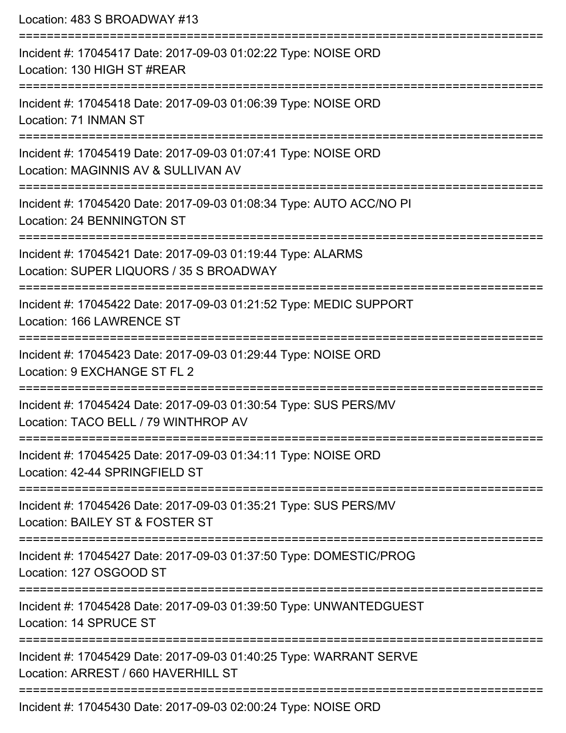Location: 483 S BROADWAY #13

===========================================================================

Incident #: 17045417 Date: 2017-09-03 01:02:22 Type: NOISE ORD
Location: 130 HIGH ST #REAR

===========================================================================

Incident #: 17045418 Date: 2017-09-03 01:06:39 Type: NOISE ORD
Location: 71 INMAN ST

===========================================================================

Incident #: 17045419 Date: 2017-09-03 01:07:41 Type: NOISE ORD
Location: MAGINNIS AV & SULLIVAN AV

===========================================================================

Incident #: 17045420 Date: 2017-09-03 01:08:34 Type: AUTO ACC/NO PI
Location: 24 BENNINGTON ST

===========================================================================

Incident #: 17045421 Date: 2017-09-03 01:19:44 Type: ALARMS
Location: SUPER LIQUORS / 35 S BROADWAY

===========================================================================

Incident #: 17045422 Date: 2017-09-03 01:21:52 Type: MEDIC SUPPORT
Location: 166 LAWRENCE ST

===========================================================================

Incident #: 17045423 Date: 2017-09-03 01:29:44 Type: NOISE ORD
Location: 9 EXCHANGE ST FL 2

===========================================================================

Incident #: 17045424 Date: 2017-09-03 01:30:54 Type: SUS PERS/MV
Location: TACO BELL / 79 WINTHROP AV

===========================================================================

Incident #: 17045425 Date: 2017-09-03 01:34:11 Type: NOISE ORD
Location: 42-44 SPRINGFIELD ST

===========================================================================

Incident #: 17045426 Date: 2017-09-03 01:35:21 Type: SUS PERS/MV
Location: BAILEY ST & FOSTER ST

===========================================================================

Incident #: 17045427 Date: 2017-09-03 01:37:50 Type: DOMESTIC/PROG
Location: 127 OSGOOD ST

===========================================================================

Incident #: 17045428 Date: 2017-09-03 01:39:50 Type: UNWANTEDGUEST
Location: 14 SPRUCE ST

===========================================================================

Incident #: 17045429 Date: 2017-09-03 01:40:25 Type: WARRANT SERVE
Location: ARREST / 660 HAVERHILL ST

===========================================================================

Incident #: 17045430 Date: 2017-09-03 02:00:24 Type: NOISE ORD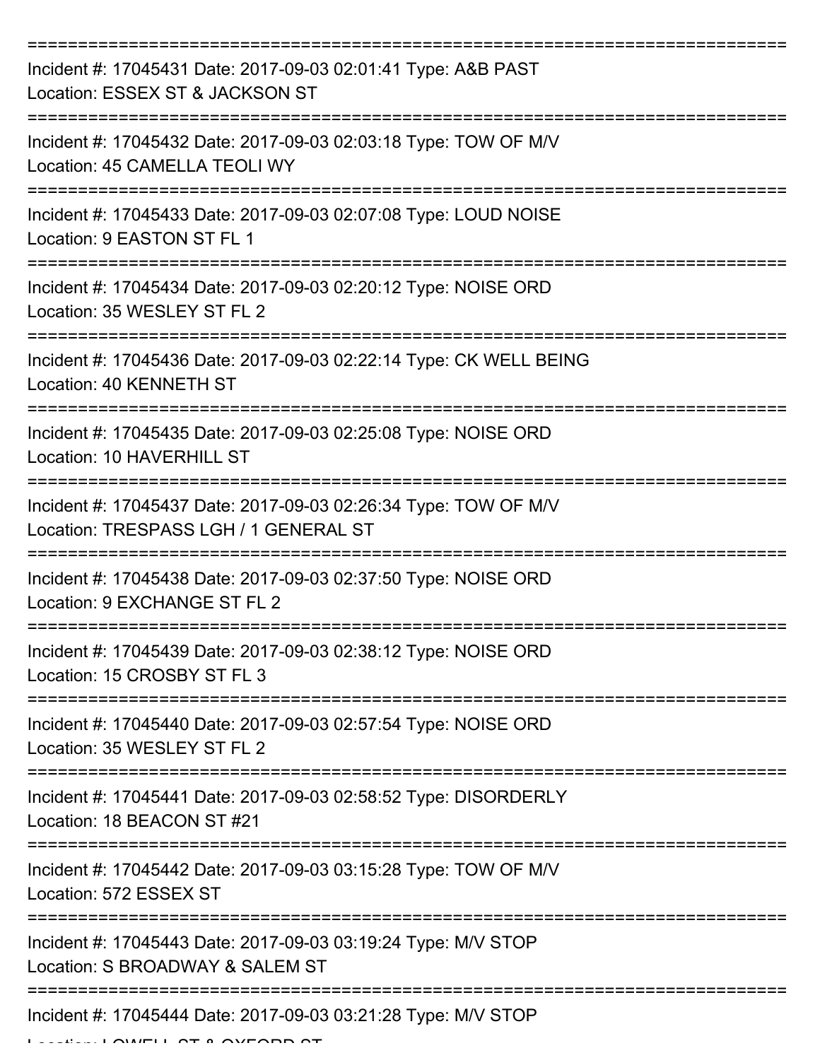===========================================================================

Incident #: 17045431 Date: 2017-09-03 02:01:41 Type: A&B PAST
Location: ESSEX ST & JACKSON ST

===========================================================================

Incident #: 17045432 Date: 2017-09-03 02:03:18 Type: TOW OF M/V
Location: 45 CAMELLA TEOLI WY

===========================================================================

Incident #: 17045433 Date: 2017-09-03 02:07:08 Type: LOUD NOISE
Location: 9 EASTON ST FL 1

===========================================================================

Incident #: 17045434 Date: 2017-09-03 02:20:12 Type: NOISE ORD
Location: 35 WESLEY ST FL 2

===========================================================================

Incident #: 17045436 Date: 2017-09-03 02:22:14 Type: CK WELL BEING
Location: 40 KENNETH ST

===========================================================================

Incident #: 17045435 Date: 2017-09-03 02:25:08 Type: NOISE ORD
Location: 10 HAVERHILL ST

===========================================================================

Incident #: 17045437 Date: 2017-09-03 02:26:34 Type: TOW OF M/V
Location: TRESPASS LGH / 1 GENERAL ST

===========================================================================

Incident #: 17045438 Date: 2017-09-03 02:37:50 Type: NOISE ORD
Location: 9 EXCHANGE ST FL 2

===========================================================================

Incident #: 17045439 Date: 2017-09-03 02:38:12 Type: NOISE ORD
Location: 15 CROSBY ST FL 3

===========================================================================

Incident #: 17045440 Date: 2017-09-03 02:57:54 Type: NOISE ORD
Location: 35 WESLEY ST FL 2

===========================================================================

Incident #: 17045441 Date: 2017-09-03 02:58:52 Type: DISORDERLY
Location: 18 BEACON ST #21

===========================================================================

Incident #: 17045442 Date: 2017-09-03 03:15:28 Type: TOW OF M/V
Location: 572 ESSEX ST

===========================================================================

Incident #: 17045443 Date: 2017-09-03 03:19:24 Type: M/V STOP
Location: S BROADWAY & SALEM ST

===========================================================================

Incident #: 17045444 Date: 2017-09-03 03:21:28 Type: M/V STOP
Location: LOWELL ST & OXFORD ST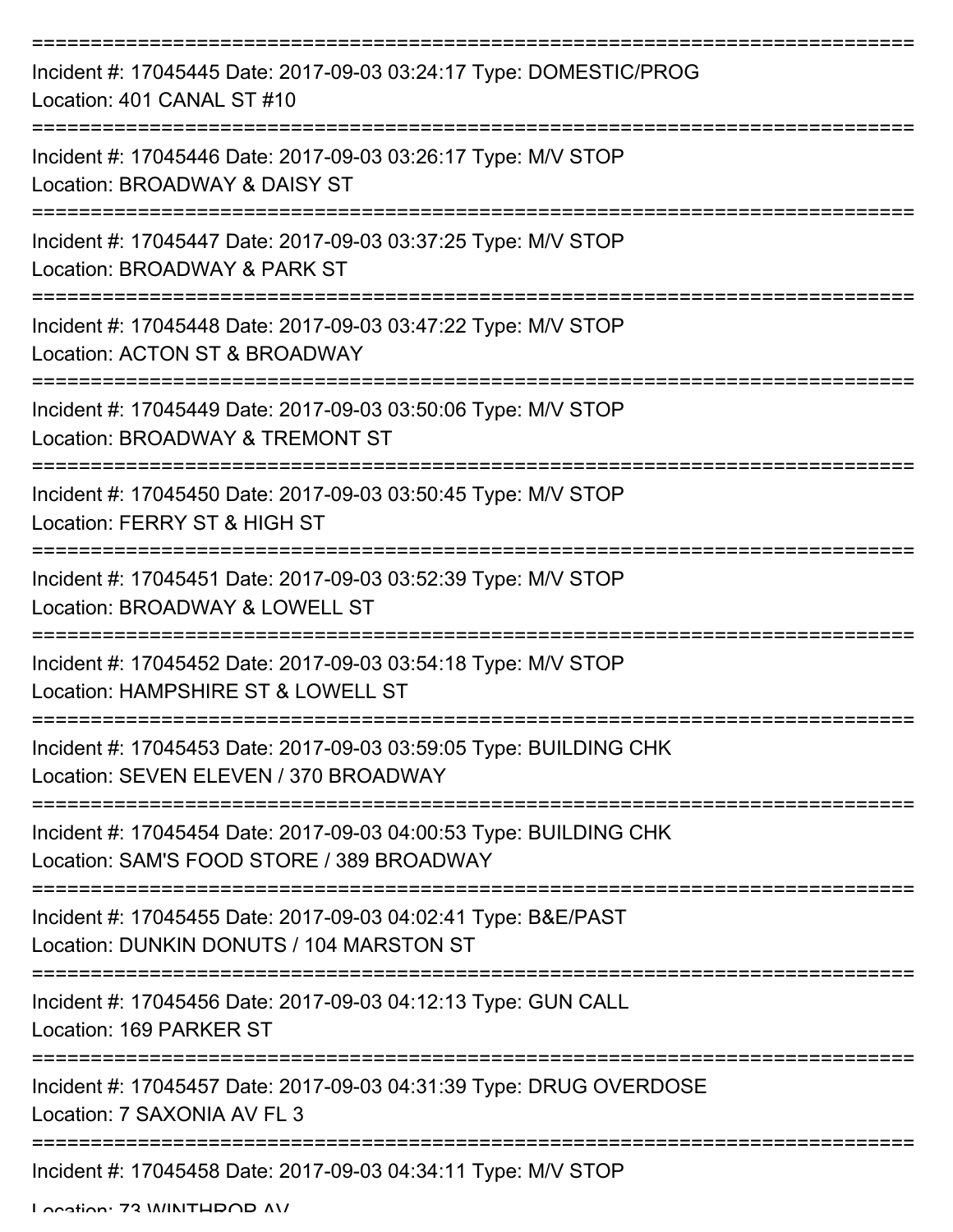===========================================================================

Incident #: 17045445 Date: 2017-09-03 03:24:17 Type: DOMESTIC/PROG
Location: 401 CANAL ST #10

===========================================================================

Incident #: 17045446 Date: 2017-09-03 03:26:17 Type: M/V STOP
Location: BROADWAY & DAISY ST

===========================================================================

Incident #: 17045447 Date: 2017-09-03 03:37:25 Type: M/V STOP
Location: BROADWAY & PARK ST

===========================================================================

Incident #: 17045448 Date: 2017-09-03 03:47:22 Type: M/V STOP
Location: ACTON ST & BROADWAY

===========================================================================

Incident #: 17045449 Date: 2017-09-03 03:50:06 Type: M/V STOP
Location: BROADWAY & TREMONT ST

===========================================================================

Incident #: 17045450 Date: 2017-09-03 03:50:45 Type: M/V STOP
Location: FERRY ST & HIGH ST

===========================================================================

Incident #: 17045451 Date: 2017-09-03 03:52:39 Type: M/V STOP
Location: BROADWAY & LOWELL ST

===========================================================================

Incident #: 17045452 Date: 2017-09-03 03:54:18 Type: M/V STOP
Location: HAMPSHIRE ST & LOWELL ST

===========================================================================

Incident #: 17045453 Date: 2017-09-03 03:59:05 Type: BUILDING CHK
Location: SEVEN ELEVEN / 370 BROADWAY

===========================================================================

Incident #: 17045454 Date: 2017-09-03 04:00:53 Type: BUILDING CHK
Location: SAM'S FOOD STORE / 389 BROADWAY

===========================================================================

Incident #: 17045455 Date: 2017-09-03 04:02:41 Type: B&E/PAST
Location: DUNKIN DONUTS / 104 MARSTON ST

===========================================================================

Incident #: 17045456 Date: 2017-09-03 04:12:13 Type: GUN CALL
Location: 169 PARKER ST

===========================================================================

Incident #: 17045457 Date: 2017-09-03 04:31:39 Type: DRUG OVERDOSE
Location: 7 SAXONIA AV FL 3

===========================================================================

Incident #: 17045458 Date: 2017-09-03 04:34:11 Type: M/V STOP
Location: 73 WINTHROP AV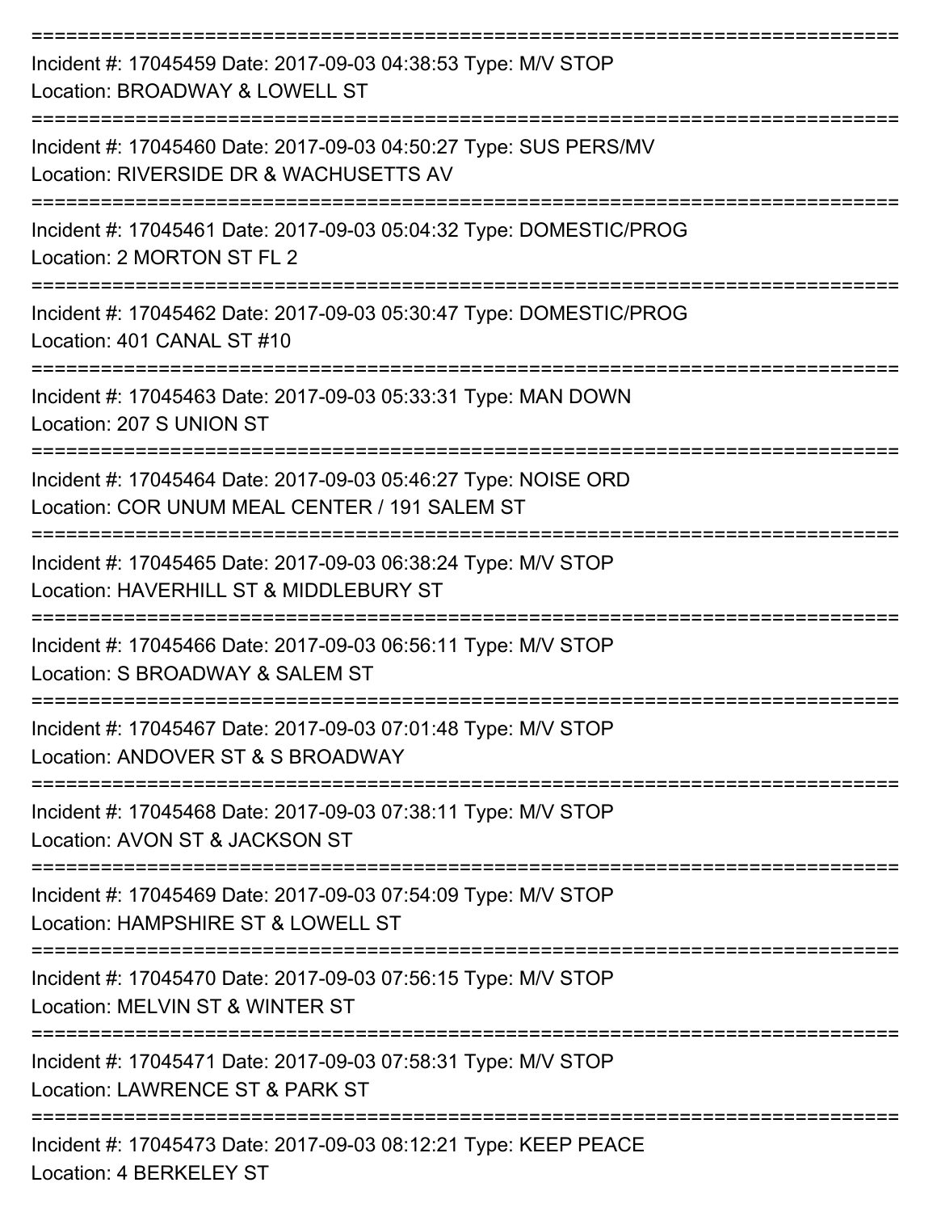===========================================================================

Incident #: 17045459 Date: 2017-09-03 04:38:53 Type: M/V STOP
Location: BROADWAY & LOWELL ST

===========================================================================

Incident #: 17045460 Date: 2017-09-03 04:50:27 Type: SUS PERS/MV
Location: RIVERSIDE DR & WACHUSETTS AV

===========================================================================

Incident #: 17045461 Date: 2017-09-03 05:04:32 Type: DOMESTIC/PROG
Location: 2 MORTON ST FL 2

===========================================================================

Incident #: 17045462 Date: 2017-09-03 05:30:47 Type: DOMESTIC/PROG
Location: 401 CANAL ST #10

===========================================================================

Incident #: 17045463 Date: 2017-09-03 05:33:31 Type: MAN DOWN
Location: 207 S UNION ST

===========================================================================

Incident #: 17045464 Date: 2017-09-03 05:46:27 Type: NOISE ORD
Location: COR UNUM MEAL CENTER / 191 SALEM ST

===========================================================================

Incident #: 17045465 Date: 2017-09-03 06:38:24 Type: M/V STOP
Location: HAVERHILL ST & MIDDLEBURY ST

===========================================================================

Incident #: 17045466 Date: 2017-09-03 06:56:11 Type: M/V STOP
Location: S BROADWAY & SALEM ST

===========================================================================

Incident #: 17045467 Date: 2017-09-03 07:01:48 Type: M/V STOP
Location: ANDOVER ST & S BROADWAY

===========================================================================

Incident #: 17045468 Date: 2017-09-03 07:38:11 Type: M/V STOP
Location: AVON ST & JACKSON ST

===========================================================================

Incident #: 17045469 Date: 2017-09-03 07:54:09 Type: M/V STOP
Location: HAMPSHIRE ST & LOWELL ST

===========================================================================

Incident #: 17045470 Date: 2017-09-03 07:56:15 Type: M/V STOP
Location: MELVIN ST & WINTER ST

===========================================================================

Incident #: 17045471 Date: 2017-09-03 07:58:31 Type: M/V STOP
Location: LAWRENCE ST & PARK ST

===========================================================================

Incident #: 17045473 Date: 2017-09-03 08:12:21 Type: KEEP PEACE
Location: 4 BERKELEY ST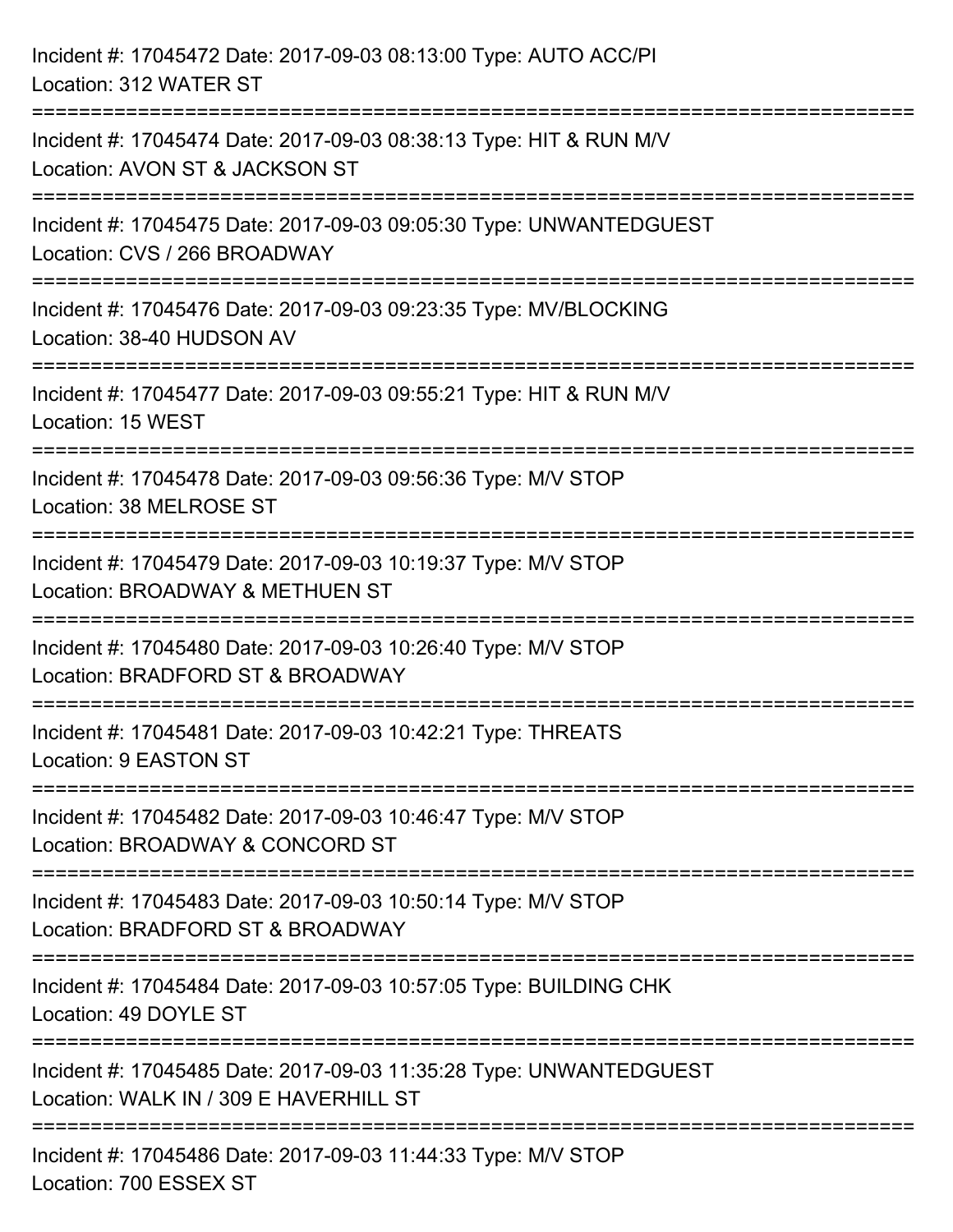Incident #: 17045472 Date: 2017-09-03 08:13:00 Type: AUTO ACC/PI
Location: 312 WATER ST

===========================================================================

Incident #: 17045474 Date: 2017-09-03 08:38:13 Type: HIT & RUN M/V
Location: AVON ST & JACKSON ST

===========================================================================

Incident #: 17045475 Date: 2017-09-03 09:05:30 Type: UNWANTEDGUEST
Location: CVS / 266 BROADWAY

===========================================================================

Incident #: 17045476 Date: 2017-09-03 09:23:35 Type: MV/BLOCKING
Location: 38-40 HUDSON AV

===========================================================================

Incident #: 17045477 Date: 2017-09-03 09:55:21 Type: HIT & RUN M/V
Location: 15 WEST

===========================================================================

Incident #: 17045478 Date: 2017-09-03 09:56:36 Type: M/V STOP
Location: 38 MELROSE ST

===========================================================================

Incident #: 17045479 Date: 2017-09-03 10:19:37 Type: M/V STOP
Location: BROADWAY & METHUEN ST

===========================================================================

Incident #: 17045480 Date: 2017-09-03 10:26:40 Type: M/V STOP
Location: BRADFORD ST & BROADWAY

===========================================================================

Incident #: 17045481 Date: 2017-09-03 10:42:21 Type: THREATS
Location: 9 EASTON ST

===========================================================================

Incident #: 17045482 Date: 2017-09-03 10:46:47 Type: M/V STOP
Location: BROADWAY & CONCORD ST

===========================================================================

Incident #: 17045483 Date: 2017-09-03 10:50:14 Type: M/V STOP
Location: BRADFORD ST & BROADWAY

===========================================================================

Incident #: 17045484 Date: 2017-09-03 10:57:05 Type: BUILDING CHK
Location: 49 DOYLE ST

===========================================================================

Incident #: 17045485 Date: 2017-09-03 11:35:28 Type: UNWANTEDGUEST
Location: WALK IN / 309 E HAVERHILL ST

===========================================================================

Incident #: 17045486 Date: 2017-09-03 11:44:33 Type: M/V STOP
Location: 700 ESSEX ST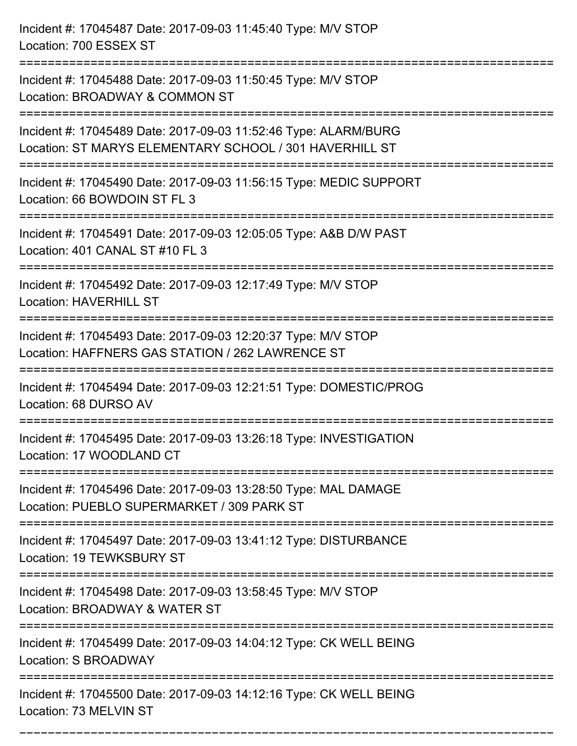Incident #: 17045487 Date: 2017-09-03 11:45:40 Type: M/V STOP
Location: 700 ESSEX ST

===========================================================================

Incident #: 17045488 Date: 2017-09-03 11:50:45 Type: M/V STOP
Location: BROADWAY & COMMON ST

===========================================================================

Incident #: 17045489 Date: 2017-09-03 11:52:46 Type: ALARM/BURG
Location: ST MARYS ELEMENTARY SCHOOL / 301 HAVERHILL ST

===========================================================================

Incident #: 17045490 Date: 2017-09-03 11:56:15 Type: MEDIC SUPPORT
Location: 66 BOWDOIN ST FL 3

===========================================================================

Incident #: 17045491 Date: 2017-09-03 12:05:05 Type: A&B D/W PAST
Location: 401 CANAL ST #10 FL 3

===========================================================================

Incident #: 17045492 Date: 2017-09-03 12:17:49 Type: M/V STOP
Location: HAVERHILL ST

===========================================================================

Incident #: 17045493 Date: 2017-09-03 12:20:37 Type: M/V STOP
Location: HAFFNERS GAS STATION / 262 LAWRENCE ST

===========================================================================

Incident #: 17045494 Date: 2017-09-03 12:21:51 Type: DOMESTIC/PROG
Location: 68 DURSO AV

===========================================================================

Incident #: 17045495 Date: 2017-09-03 13:26:18 Type: INVESTIGATION
Location: 17 WOODLAND CT

===========================================================================

Incident #: 17045496 Date: 2017-09-03 13:28:50 Type: MAL DAMAGE
Location: PUEBLO SUPERMARKET / 309 PARK ST

===========================================================================

Incident #: 17045497 Date: 2017-09-03 13:41:12 Type: DISTURBANCE
Location: 19 TEWKSBURY ST

===========================================================================

Incident #: 17045498 Date: 2017-09-03 13:58:45 Type: M/V STOP
Location: BROADWAY & WATER ST

===========================================================================

Incident #: 17045499 Date: 2017-09-03 14:04:12 Type: CK WELL BEING
Location: S BROADWAY

===========================================================================

Incident #: 17045500 Date: 2017-09-03 14:12:16 Type: CK WELL BEING
Location: 73 MELVIN ST

===========================================================================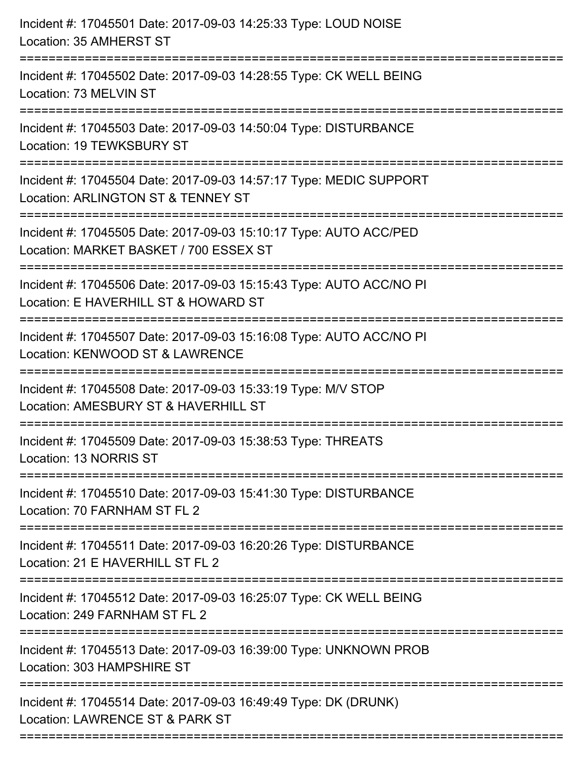Incident #: 17045501 Date: 2017-09-03 14:25:33 Type: LOUD NOISE
Location: 35 AMHERST ST

===========================================================================

Incident #: 17045502 Date: 2017-09-03 14:28:55 Type: CK WELL BEING
Location: 73 MELVIN ST

===========================================================================

Incident #: 17045503 Date: 2017-09-03 14:50:04 Type: DISTURBANCE
Location: 19 TEWKSBURY ST

===========================================================================

Incident #: 17045504 Date: 2017-09-03 14:57:17 Type: MEDIC SUPPORT
Location: ARLINGTON ST & TENNEY ST

===========================================================================

Incident #: 17045505 Date: 2017-09-03 15:10:17 Type: AUTO ACC/PED
Location: MARKET BASKET / 700 ESSEX ST

===========================================================================

Incident #: 17045506 Date: 2017-09-03 15:15:43 Type: AUTO ACC/NO PI
Location: E HAVERHILL ST & HOWARD ST

===========================================================================

Incident #: 17045507 Date: 2017-09-03 15:16:08 Type: AUTO ACC/NO PI
Location: KENWOOD ST & LAWRENCE

===========================================================================

Incident #: 17045508 Date: 2017-09-03 15:33:19 Type: M/V STOP
Location: AMESBURY ST & HAVERHILL ST

===========================================================================

Incident #: 17045509 Date: 2017-09-03 15:38:53 Type: THREATS
Location: 13 NORRIS ST

===========================================================================

Incident #: 17045510 Date: 2017-09-03 15:41:30 Type: DISTURBANCE
Location: 70 FARNHAM ST FL 2

===========================================================================

Incident #: 17045511 Date: 2017-09-03 16:20:26 Type: DISTURBANCE
Location: 21 E HAVERHILL ST FL 2

===========================================================================

Incident #: 17045512 Date: 2017-09-03 16:25:07 Type: CK WELL BEING
Location: 249 FARNHAM ST FL 2

===========================================================================

Incident #: 17045513 Date: 2017-09-03 16:39:00 Type: UNKNOWN PROB
Location: 303 HAMPSHIRE ST

===========================================================================

Incident #: 17045514 Date: 2017-09-03 16:49:49 Type: DK (DRUNK)
Location: LAWRENCE ST & PARK ST

===========================================================================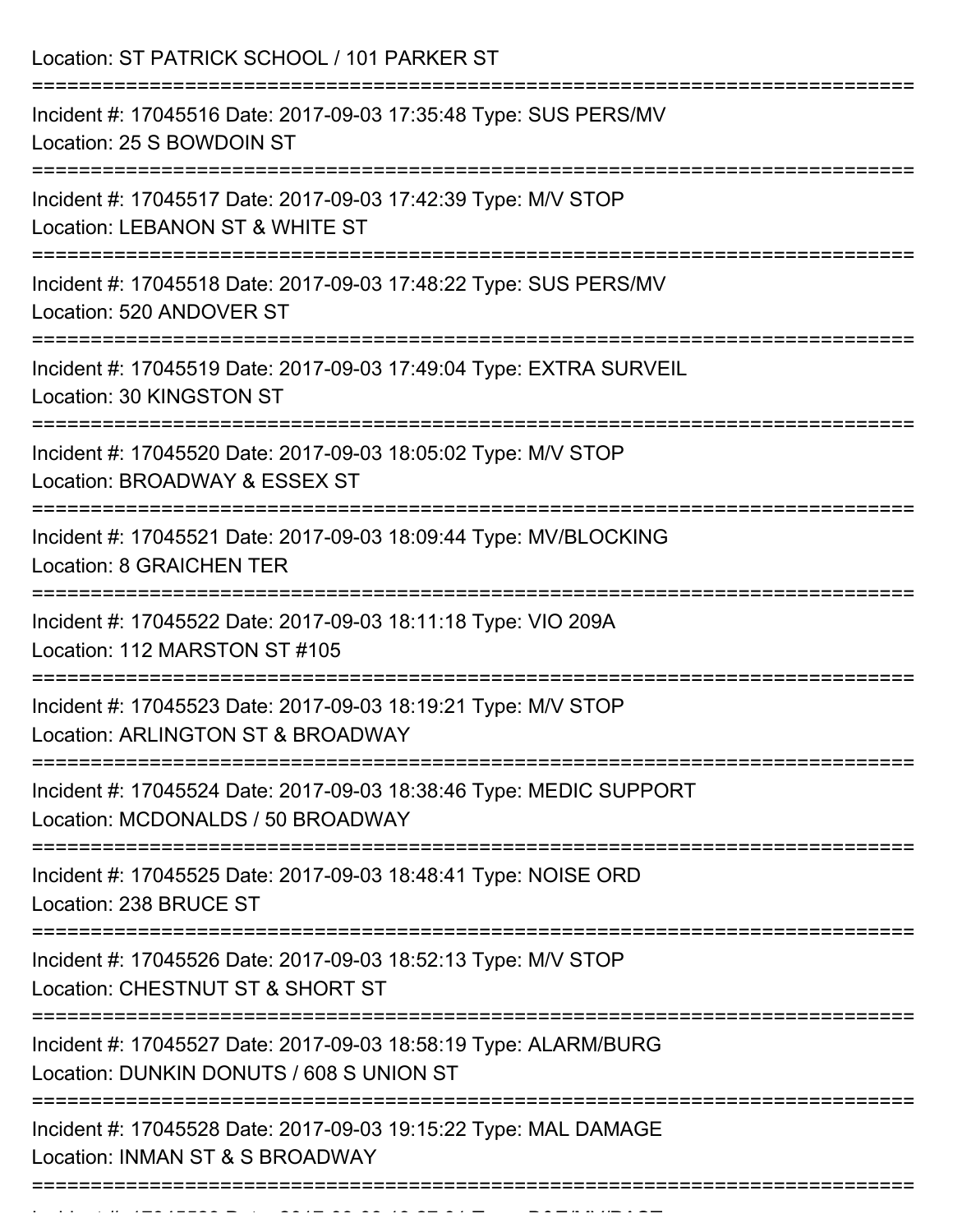Location: ST PATRICK SCHOOL / 101 PARKER ST

===========================================================================

Incident #: 17045516 Date: 2017-09-03 17:35:48 Type: SUS PERS/MV

Location: 25 S BOWDOIN ST

===========================================================================

Incident #: 17045517 Date: 2017-09-03 17:42:39 Type: M/V STOP

Location: LEBANON ST & WHITE ST

===========================================================================

Incident #: 17045518 Date: 2017-09-03 17:48:22 Type: SUS PERS/MV

Location: 520 ANDOVER ST

===========================================================================

Incident #: 17045519 Date: 2017-09-03 17:49:04 Type: EXTRA SURVEIL

Location: 30 KINGSTON ST

===========================================================================

Incident #: 17045520 Date: 2017-09-03 18:05:02 Type: M/V STOP

Location: BROADWAY & ESSEX ST

===========================================================================

Incident #: 17045521 Date: 2017-09-03 18:09:44 Type: MV/BLOCKING

Location: 8 GRAICHEN TER

===========================================================================

Incident #: 17045522 Date: 2017-09-03 18:11:18 Type: VIO 209A

Location: 112 MARSTON ST #105

===========================================================================

Incident #: 17045523 Date: 2017-09-03 18:19:21 Type: M/V STOP

Location: ARLINGTON ST & BROADWAY

===========================================================================

Incident #: 17045524 Date: 2017-09-03 18:38:46 Type: MEDIC SUPPORT

Location: MCDONALDS / 50 BROADWAY

===========================================================================

Incident #: 17045525 Date: 2017-09-03 18:48:41 Type: NOISE ORD

Location: 238 BRUCE ST

===========================================================================

Incident #: 17045526 Date: 2017-09-03 18:52:13 Type: M/V STOP

Location: CHESTNUT ST & SHORT ST

===========================================================================

Incident #: 17045527 Date: 2017-09-03 18:58:19 Type: ALARM/BURG

Location: DUNKIN DONUTS / 608 S UNION ST

===========================================================================

Incident #: 17045528 Date: 2017-09-03 19:15:22 Type: MAL DAMAGE

Location: INMAN ST & S BROADWAY

===========================================================================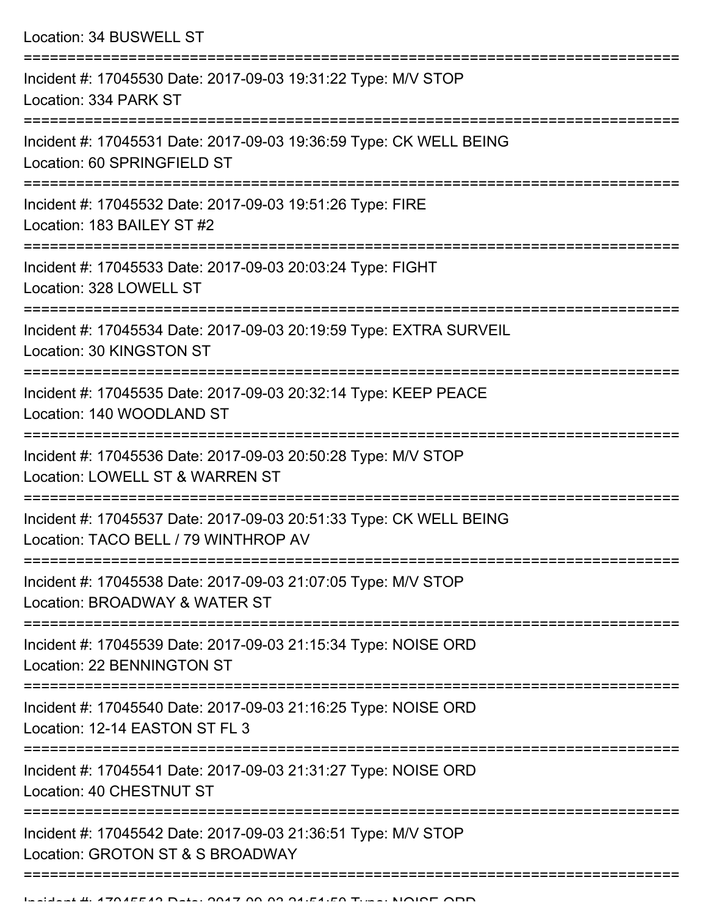Location: 34 BUSWELL ST

===========================================================================

Incident #: 17045530 Date: 2017-09-03 19:31:22 Type: M/V STOP
Location: 334 PARK ST

===========================================================================

Incident #: 17045531 Date: 2017-09-03 19:36:59 Type: CK WELL BEING
Location: 60 SPRINGFIELD ST

===========================================================================

Incident #: 17045532 Date: 2017-09-03 19:51:26 Type: FIRE
Location: 183 BAILEY ST #2

===========================================================================

Incident #: 17045533 Date: 2017-09-03 20:03:24 Type: FIGHT
Location: 328 LOWELL ST

===========================================================================

Incident #: 17045534 Date: 2017-09-03 20:19:59 Type: EXTRA SURVEIL
Location: 30 KINGSTON ST

===========================================================================

Incident #: 17045535 Date: 2017-09-03 20:32:14 Type: KEEP PEACE
Location: 140 WOODLAND ST

===========================================================================

Incident #: 17045536 Date: 2017-09-03 20:50:28 Type: M/V STOP
Location: LOWELL ST & WARREN ST

===========================================================================

Incident #: 17045537 Date: 2017-09-03 20:51:33 Type: CK WELL BEING
Location: TACO BELL / 79 WINTHROP AV

===========================================================================

Incident #: 17045538 Date: 2017-09-03 21:07:05 Type: M/V STOP
Location: BROADWAY & WATER ST

===========================================================================

Incident #: 17045539 Date: 2017-09-03 21:15:34 Type: NOISE ORD
Location: 22 BENNINGTON ST

===========================================================================

Incident #: 17045540 Date: 2017-09-03 21:16:25 Type: NOISE ORD
Location: 12-14 EASTON ST FL 3

===========================================================================

Incident #: 17045541 Date: 2017-09-03 21:31:27 Type: NOISE ORD
Location: 40 CHESTNUT ST

===========================================================================

Incident #: 17045542 Date: 2017-09-03 21:36:51 Type: M/V STOP
Location: GROTON ST & S BROADWAY

===========================================================================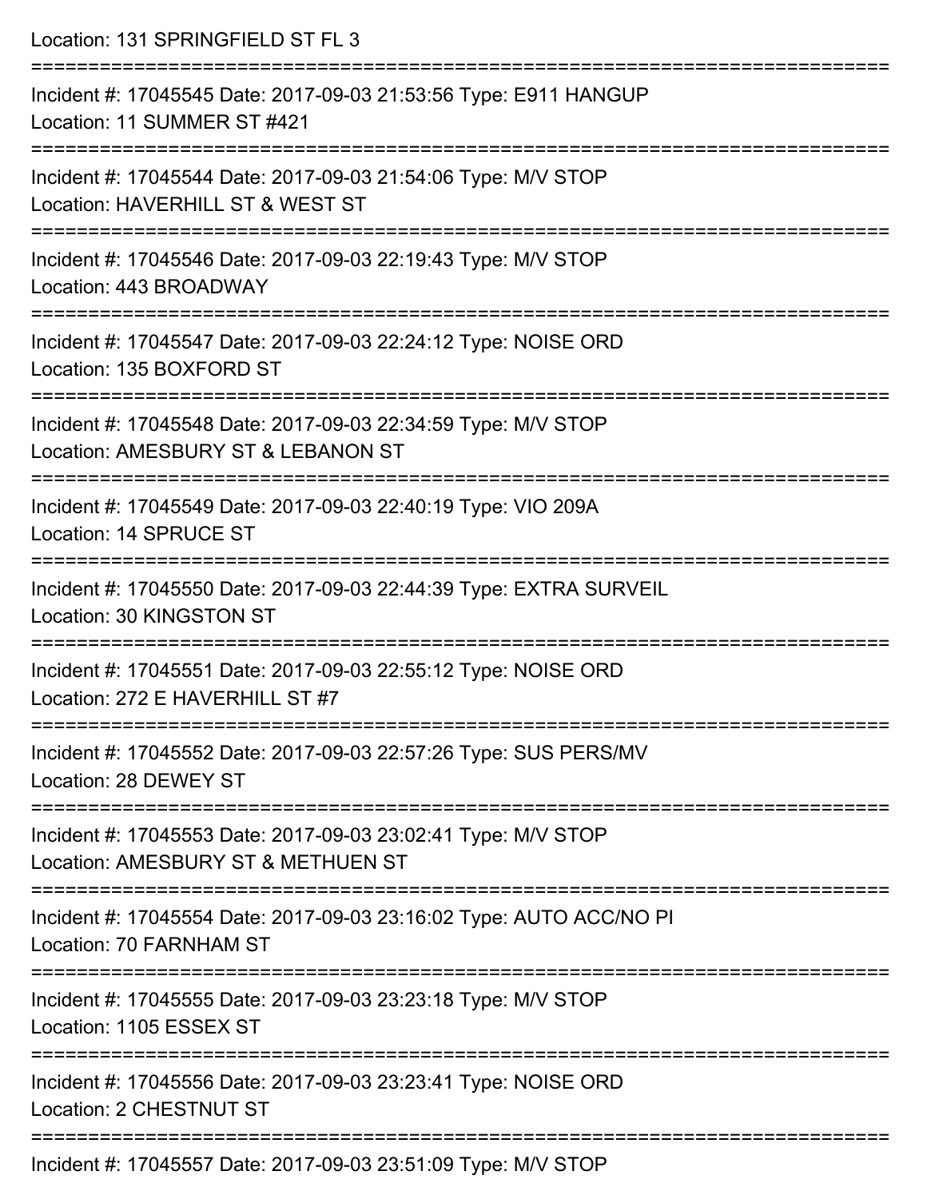Location: 131 SPRINGFIELD ST FL 3

===========================================================================

Incident #: 17045545 Date: 2017-09-03 21:53:56 Type: E911 HANGUP
Location: 11 SUMMER ST #421

===========================================================================

Incident #: 17045544 Date: 2017-09-03 21:54:06 Type: M/V STOP
Location: HAVERHILL ST & WEST ST

===========================================================================

Incident #: 17045546 Date: 2017-09-03 22:19:43 Type: M/V STOP
Location: 443 BROADWAY

===========================================================================

Incident #: 17045547 Date: 2017-09-03 22:24:12 Type: NOISE ORD
Location: 135 BOXFORD ST

===========================================================================

Incident #: 17045548 Date: 2017-09-03 22:34:59 Type: M/V STOP
Location: AMESBURY ST & LEBANON ST

===========================================================================

Incident #: 17045549 Date: 2017-09-03 22:40:19 Type: VIO 209A
Location: 14 SPRUCE ST

===========================================================================

Incident #: 17045550 Date: 2017-09-03 22:44:39 Type: EXTRA SURVEIL
Location: 30 KINGSTON ST

===========================================================================

Incident #: 17045551 Date: 2017-09-03 22:55:12 Type: NOISE ORD
Location: 272 E HAVERHILL ST #7

===========================================================================

Incident #: 17045552 Date: 2017-09-03 22:57:26 Type: SUS PERS/MV
Location: 28 DEWEY ST

===========================================================================

Incident #: 17045553 Date: 2017-09-03 23:02:41 Type: M/V STOP
Location: AMESBURY ST & METHUEN ST

===========================================================================

Incident #: 17045554 Date: 2017-09-03 23:16:02 Type: AUTO ACC/NO PI
Location: 70 FARNHAM ST

===========================================================================

Incident #: 17045555 Date: 2017-09-03 23:23:18 Type: M/V STOP
Location: 1105 ESSEX ST

===========================================================================

Incident #: 17045556 Date: 2017-09-03 23:23:41 Type: NOISE ORD
Location: 2 CHESTNUT ST

===========================================================================

Incident #: 17045557 Date: 2017-09-03 23:51:09 Type: M/V STOP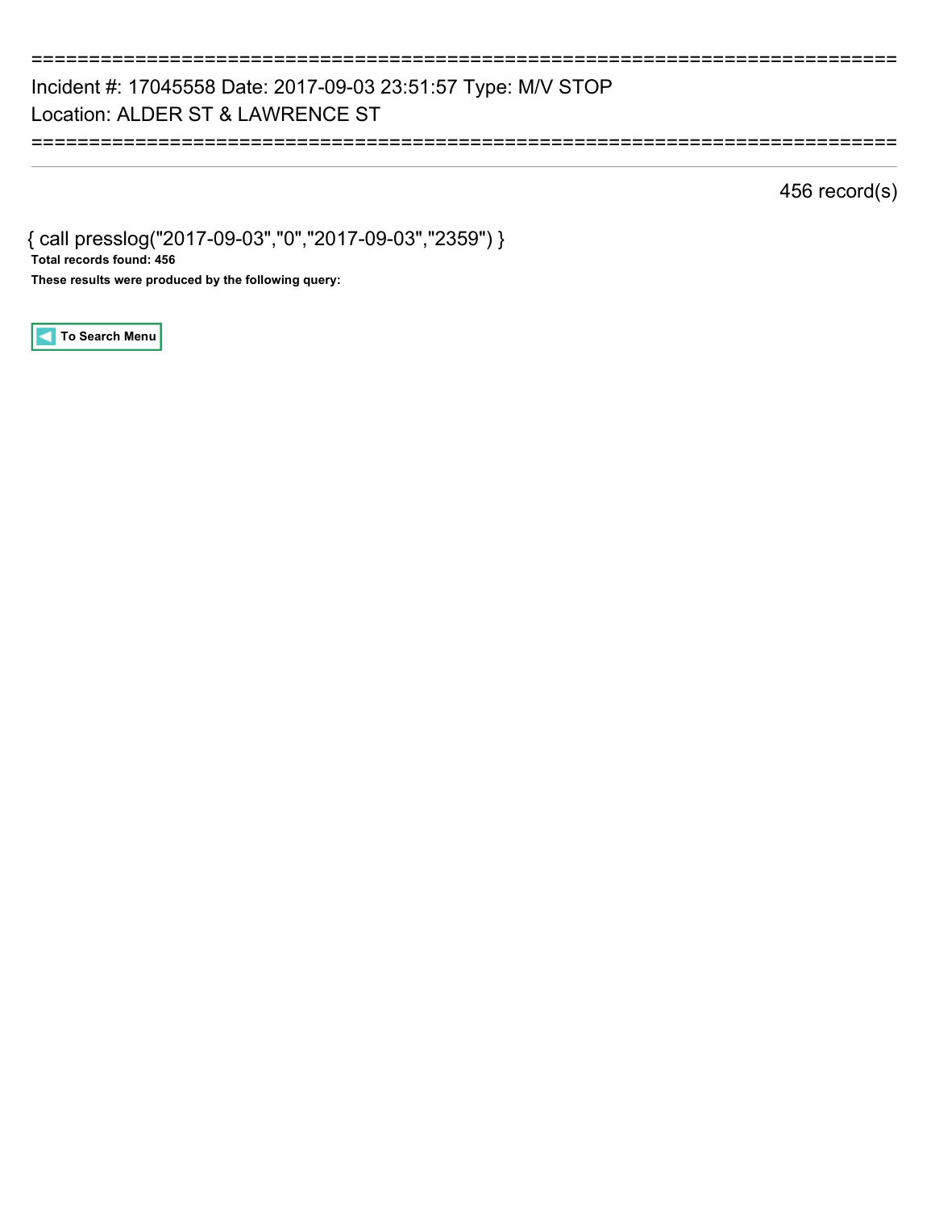============================================================================

Incident #: 17045558 Date: 2017-09-03 23:51:57 Type: M/V STOP

Location: ALDER ST & LAWRENCE ST

============================================================================

---

456 record(s)

{ call presslog("2017-09-03","0","2017-09-03","2359") }

**Total records found: 456**

**These results were produced by the following query:**

**To Search Menu**